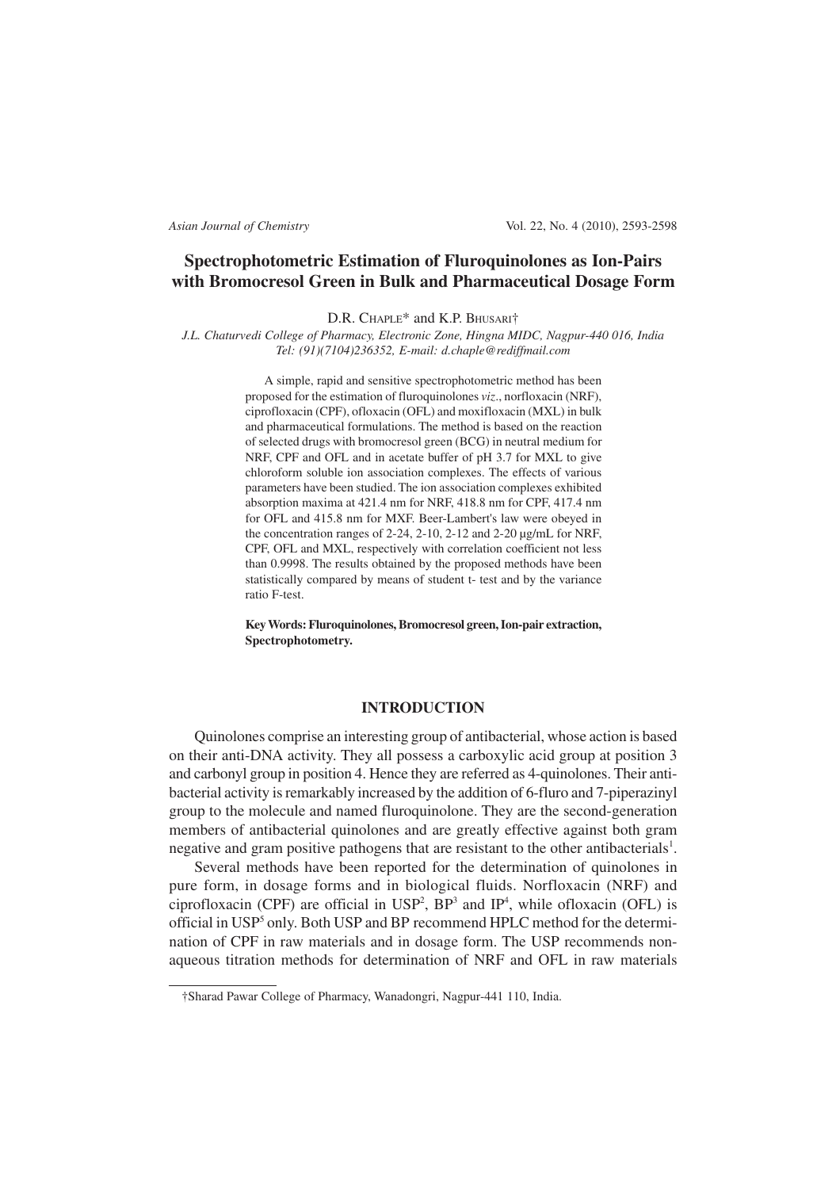# Spectrophotometric Estimation of Fluroquinolones as Ion-Pairs with Bromocresol Green in Bulk and Pharmaceutical Dosage Form

D.R. Chaple* and K.P. Bhusari†

*J.L. Chaturvedi College of Pharmacy, Electronic Zone, Hingna MIDC, Nagpur-440 016, India*
*Tel: (91)(7104)236352, E-mail: d.chaple@rediffmail.com*

A simple, rapid and sensitive spectrophotometric method has been proposed for the estimation of fluroquinolones *viz*., norfloxacin (NRF), ciprofloxacin (CPF), ofloxacin (OFL) and moxifloxacin (MXL) in bulk and pharmaceutical formulations. The method is based on the reaction of selected drugs with bromocresol green (BCG) in neutral medium for NRF, CPF and OFL and in acetate buffer of pH 3.7 for MXL to give chloroform soluble ion association complexes. The effects of various parameters have been studied. The ion association complexes exhibited absorption maxima at 421.4 nm for NRF, 418.8 nm for CPF, 417.4 nm for OFL and 415.8 nm for MXF. Beer-Lambert's law were obeyed in the concentration ranges of 2-24, 2-10, 2-12 and 2-20 μg/mL for NRF, CPF, OFL and MXL, respectively with correlation coefficient not less than 0.9998. The results obtained by the proposed methods have been statistically compared by means of student t- test and by the variance ratio F-test.

**Key Words: Fluroquinolones, Bromocresol green, Ion-pair extraction, Spectrophotometry.**

## INTRODUCTION

Quinolones comprise an interesting group of antibacterial, whose action is based on their anti-DNA activity. They all possess a carboxylic acid group at position 3 and carbonyl group in position 4. Hence they are referred as 4-quinolones. Their antibacterial activity is remarkably increased by the addition of 6-fluro and 7-piperazinyl group to the molecule and named fluroquinolone. They are the second-generation members of antibacterial quinolones and are greatly effective against both gram negative and gram positive pathogens that are resistant to the other antibacterials[1].

Several methods have been reported for the determination of quinolones in pure form, in dosage forms and in biological fluids. Norfloxacin (NRF) and ciprofloxacin (CPF) are official in USP[2], BP[3] and IP[4], while ofloxacin (OFL) is official in USP[5] only. Both USP and BP recommend HPLC method for the determination of CPF in raw materials and in dosage form. The USP recommends non-aqueous titration methods for determination of NRF and OFL in raw materials

†Sharad Pawar College of Pharmacy, Wanadongri, Nagpur-441 110, India.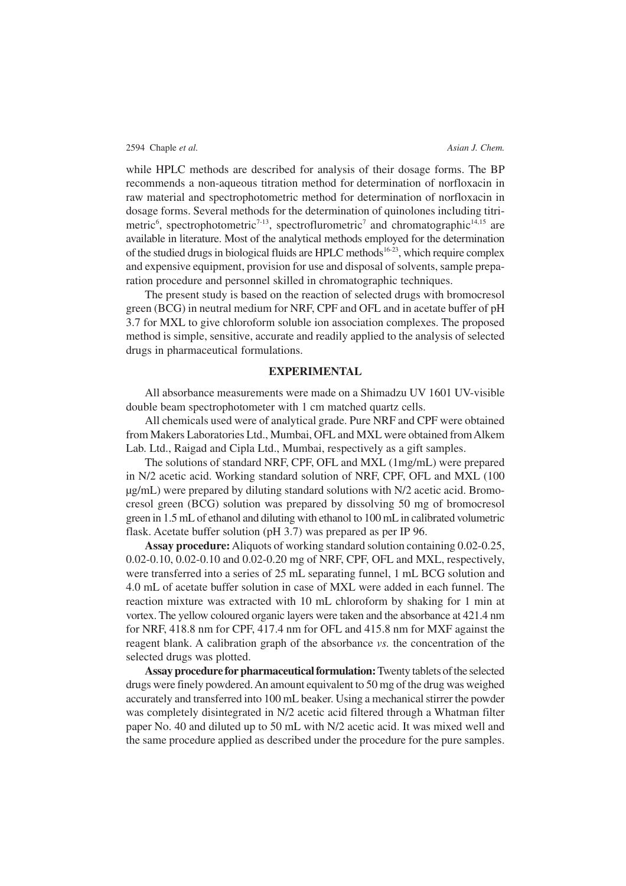while HPLC methods are described for analysis of their dosage forms. The BP recommends a non-aqueous titration method for determination of norfloxacin in raw material and spectrophotometric method for determination of norfloxacin in dosage forms. Several methods for the determination of quinolones including titrimetric[6], spectrophotometric[7-13], spectroflurometric[7] and chromatographic[14,15] are available in literature. Most of the analytical methods employed for the determination of the studied drugs in biological fluids are HPLC methods[16-23], which require complex and expensive equipment, provision for use and disposal of solvents, sample preparation procedure and personnel skilled in chromatographic techniques.

The present study is based on the reaction of selected drugs with bromocresol green (BCG) in neutral medium for NRF, CPF and OFL and in acetate buffer of pH 3.7 for MXL to give chloroform soluble ion association complexes. The proposed method is simple, sensitive, accurate and readily applied to the analysis of selected drugs in pharmaceutical formulations.

## EXPERIMENTAL

All absorbance measurements were made on a Shimadzu UV 1601 UV-visible double beam spectrophotometer with 1 cm matched quartz cells.

All chemicals used were of analytical grade. Pure NRF and CPF were obtained from Makers Laboratories Ltd., Mumbai, OFL and MXL were obtained from Alkem Lab. Ltd., Raigad and Cipla Ltd., Mumbai, respectively as a gift samples.

The solutions of standard NRF, CPF, OFL and MXL (1mg/mL) were prepared in N/2 acetic acid. Working standard solution of NRF, CPF, OFL and MXL (100 μg/mL) were prepared by diluting standard solutions with N/2 acetic acid. Bromocresol green (BCG) solution was prepared by dissolving 50 mg of bromocresol green in 1.5 mL of ethanol and diluting with ethanol to 100 mL in calibrated volumetric flask. Acetate buffer solution (pH 3.7) was prepared as per IP 96.

**Assay procedure:** Aliquots of working standard solution containing 0.02-0.25, 0.02-0.10, 0.02-0.10 and 0.02-0.20 mg of NRF, CPF, OFL and MXL, respectively, were transferred into a series of 25 mL separating funnel, 1 mL BCG solution and 4.0 mL of acetate buffer solution in case of MXL were added in each funnel. The reaction mixture was extracted with 10 mL chloroform by shaking for 1 min at vortex. The yellow coloured organic layers were taken and the absorbance at 421.4 nm for NRF, 418.8 nm for CPF, 417.4 nm for OFL and 415.8 nm for MXF against the reagent blank. A calibration graph of the absorbance *vs.* the concentration of the selected drugs was plotted.

**Assay procedure for pharmaceutical formulation:** Twenty tablets of the selected drugs were finely powdered. An amount equivalent to 50 mg of the drug was weighed accurately and transferred into 100 mL beaker. Using a mechanical stirrer the powder was completely disintegrated in N/2 acetic acid filtered through a Whatman filter paper No. 40 and diluted up to 50 mL with N/2 acetic acid. It was mixed well and the same procedure applied as described under the procedure for the pure samples.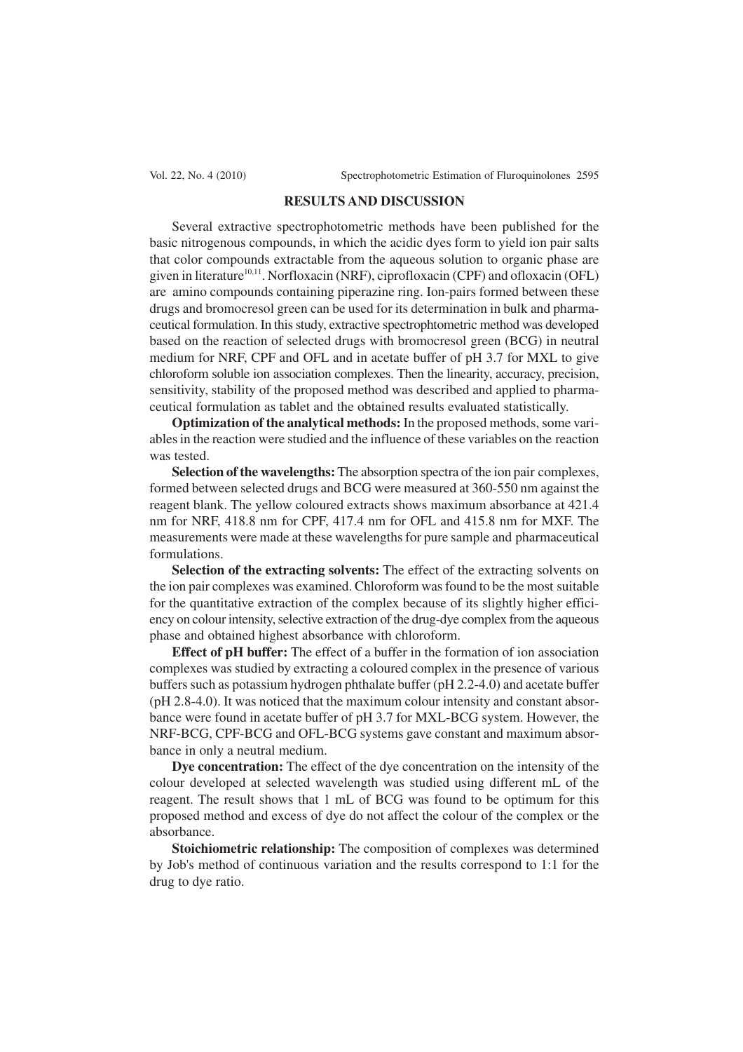## RESULTS AND DISCUSSION

Several extractive spectrophotometric methods have been published for the basic nitrogenous compounds, in which the acidic dyes form to yield ion pair salts that color compounds extractable from the aqueous solution to organic phase are given in literature[10,11]. Norfloxacin (NRF), ciprofloxacin (CPF) and ofloxacin (OFL) are amino compounds containing piperazine ring. Ion-pairs formed between these drugs and bromocresol green can be used for its determination in bulk and pharmaceutical formulation. In this study, extractive spectrophtometric method was developed based on the reaction of selected drugs with bromocresol green (BCG) in neutral medium for NRF, CPF and OFL and in acetate buffer of pH 3.7 for MXL to give chloroform soluble ion association complexes. Then the linearity, accuracy, precision, sensitivity, stability of the proposed method was described and applied to pharmaceutical formulation as tablet and the obtained results evaluated statistically.

**Optimization of the analytical methods:** In the proposed methods, some variables in the reaction were studied and the influence of these variables on the reaction was tested.

**Selection of the wavelengths:** The absorption spectra of the ion pair complexes, formed between selected drugs and BCG were measured at 360-550 nm against the reagent blank. The yellow coloured extracts shows maximum absorbance at 421.4 nm for NRF, 418.8 nm for CPF, 417.4 nm for OFL and 415.8 nm for MXF. The measurements were made at these wavelengths for pure sample and pharmaceutical formulations.

**Selection of the extracting solvents:** The effect of the extracting solvents on the ion pair complexes was examined. Chloroform was found to be the most suitable for the quantitative extraction of the complex because of its slightly higher efficiency on colour intensity, selective extraction of the drug-dye complex from the aqueous phase and obtained highest absorbance with chloroform.

**Effect of pH buffer:** The effect of a buffer in the formation of ion association complexes was studied by extracting a coloured complex in the presence of various buffers such as potassium hydrogen phthalate buffer (pH 2.2-4.0) and acetate buffer (pH 2.8-4.0). It was noticed that the maximum colour intensity and constant absorbance were found in acetate buffer of pH 3.7 for MXL-BCG system. However, the NRF-BCG, CPF-BCG and OFL-BCG systems gave constant and maximum absorbance in only a neutral medium.

**Dye concentration:** The effect of the dye concentration on the intensity of the colour developed at selected wavelength was studied using different mL of the reagent. The result shows that 1 mL of BCG was found to be optimum for this proposed method and excess of dye do not affect the colour of the complex or the absorbance.

**Stoichiometric relationship:** The composition of complexes was determined by Job's method of continuous variation and the results correspond to 1:1 for the drug to dye ratio.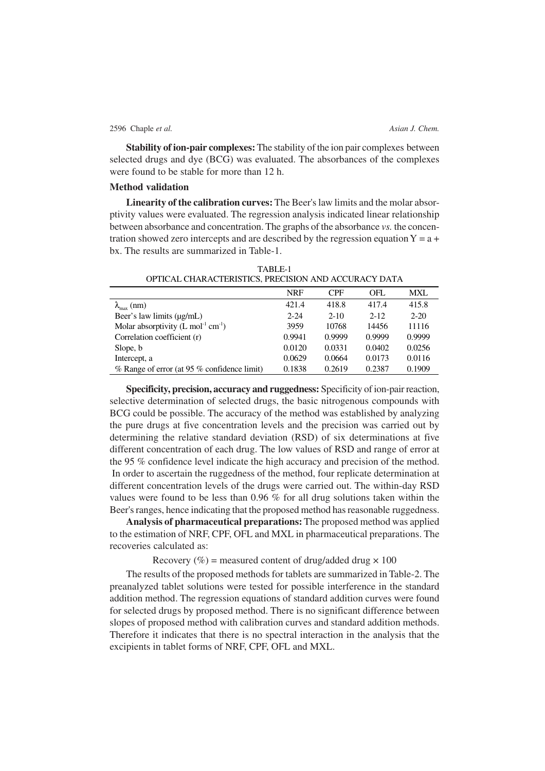**Stability of ion-pair complexes:** The stability of the ion pair complexes between selected drugs and dye (BCG) was evaluated. The absorbances of the complexes were found to be stable for more than 12 h.

## Method validation

**Linearity of the calibration curves:** The Beer's law limits and the molar absorptivity values were evaluated. The regression analysis indicated linear relationship between absorbance and concentration. The graphs of the absorbance *vs.* the concentration showed zero intercepts and are described by the regression equation Y = a + bx. The results are summarized in Table-1.

TABLE-1
OPTICAL CHARACTERISTICS, PRECISION AND ACCURACY DATA

| | NRF | CPF | OFL | MXL |
|---|---|---|---|---|
| $\lambda_{max}$ (nm) | 421.4 | 418.8 | 417.4 | 415.8 |
| Beer's law limits (μg/mL) | 2-24 | 2-10 | 2-12 | 2-20 |
| Molar absorptivity (L $mol^{-1}$ $cm^{-1}$) | 3959 | 10768 | 14456 | 11116 |
| Correlation coefficient (r) | 0.9941 | 0.9999 | 0.9999 | 0.9999 |
| Slope, b | 0.0120 | 0.0331 | 0.0402 | 0.0256 |
| Intercept, a | 0.0629 | 0.0664 | 0.0173 | 0.0116 |
| % Range of error (at 95 % confidence limit) | 0.1838 | 0.2619 | 0.2387 | 0.1909 |

**Specificity, precision, accuracy and ruggedness:** Specificity of ion-pair reaction, selective determination of selected drugs, the basic nitrogenous compounds with BCG could be possible. The accuracy of the method was established by analyzing the pure drugs at five concentration levels and the precision was carried out by determining the relative standard deviation (RSD) of six determinations at five different concentration of each drug. The low values of RSD and range of error at the 95 % confidence level indicate the high accuracy and precision of the method. In order to ascertain the ruggedness of the method, four replicate determination at different concentration levels of the drugs were carried out. The within-day RSD values were found to be less than 0.96 % for all drug solutions taken within the Beer's ranges, hence indicating that the proposed method has reasonable ruggedness.

**Analysis of pharmaceutical preparations:** The proposed method was applied to the estimation of NRF, CPF, OFL and MXL in pharmaceutical preparations. The recoveries calculated as:

$$\text{Recovery (\%)} = \text{measured content of drug/added drug} \times 100$$

The results of the proposed methods for tablets are summarized in Table-2. The preanalyzed tablet solutions were tested for possible interference in the standard addition method. The regression equations of standard addition curves were found for selected drugs by proposed method. There is no significant difference between slopes of proposed method with calibration curves and standard addition methods. Therefore it indicates that there is no spectral interaction in the analysis that the excipients in tablet forms of NRF, CPF, OFL and MXL.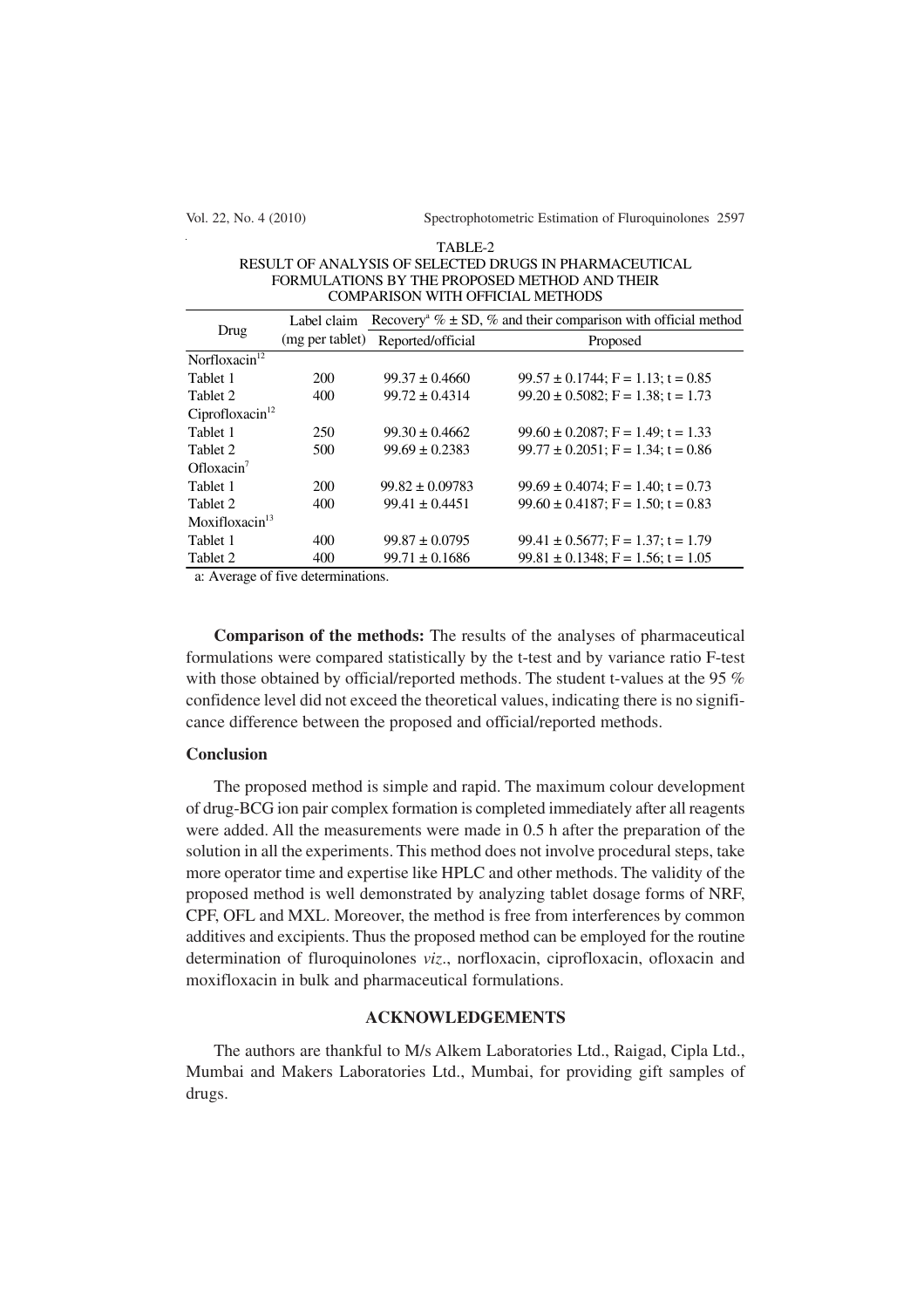TABLE-2
RESULT OF ANALYSIS OF SELECTED DRUGS IN PHARMACEUTICAL FORMULATIONS BY THE PROPOSED METHOD AND THEIR COMPARISON WITH OFFICIAL METHODS

| Drug | Label claim (mg per tablet) | Recovery[a] % ± SD, % and their comparison with official method | |
|---|---|---|---|
| | | Reported/official | Proposed |
| Norfloxacin[12] | | | |
| Tablet 1 | 200 | 99.37 ± 0.4660 | 99.57 ± 0.1744; F = 1.13; t = 0.85 |
| Tablet 2 | 400 | 99.72 ± 0.4314 | 99.20 ± 0.5082; F = 1.38; t = 1.73 |
| Ciprofloxacin[12] | | | |
| Tablet 1 | 250 | 99.30 ± 0.4662 | 99.60 ± 0.2087; F = 1.49; t = 1.33 |
| Tablet 2 | 500 | 99.69 ± 0.2383 | 99.77 ± 0.2051; F = 1.34; t = 0.86 |
| Ofloxacin[7] | | | |
| Tablet 1 | 200 | 99.82 ± 0.09783 | 99.69 ± 0.4074; F = 1.40; t = 0.73 |
| Tablet 2 | 400 | 99.41 ± 0.4451 | 99.60 ± 0.4187; F = 1.50; t = 0.83 |
| Moxifloxacin[13] | | | |
| Tablet 1 | 400 | 99.87 ± 0.0795 | 99.41 ± 0.5677; F = 1.37; t = 1.79 |
| Tablet 2 | 400 | 99.71 ± 0.1686 | 99.81 ± 0.1348; F = 1.56; t = 1.05 |

a: Average of five determinations.

**Comparison of the methods:** The results of the analyses of pharmaceutical formulations were compared statistically by the t-test and by variance ratio F-test with those obtained by official/reported methods. The student t-values at the 95 % confidence level did not exceed the theoretical values, indicating there is no significance difference between the proposed and official/reported methods.

## Conclusion

The proposed method is simple and rapid. The maximum colour development of drug-BCG ion pair complex formation is completed immediately after all reagents were added. All the measurements were made in 0.5 h after the preparation of the solution in all the experiments. This method does not involve procedural steps, take more operator time and expertise like HPLC and other methods. The validity of the proposed method is well demonstrated by analyzing tablet dosage forms of NRF, CPF, OFL and MXL. Moreover, the method is free from interferences by common additives and excipients. Thus the proposed method can be employed for the routine determination of fluroquinolones *viz*., norfloxacin, ciprofloxacin, ofloxacin and moxifloxacin in bulk and pharmaceutical formulations.

## ACKNOWLEDGEMENTS

The authors are thankful to M/s Alkem Laboratories Ltd., Raigad, Cipla Ltd., Mumbai and Makers Laboratories Ltd., Mumbai, for providing gift samples of drugs.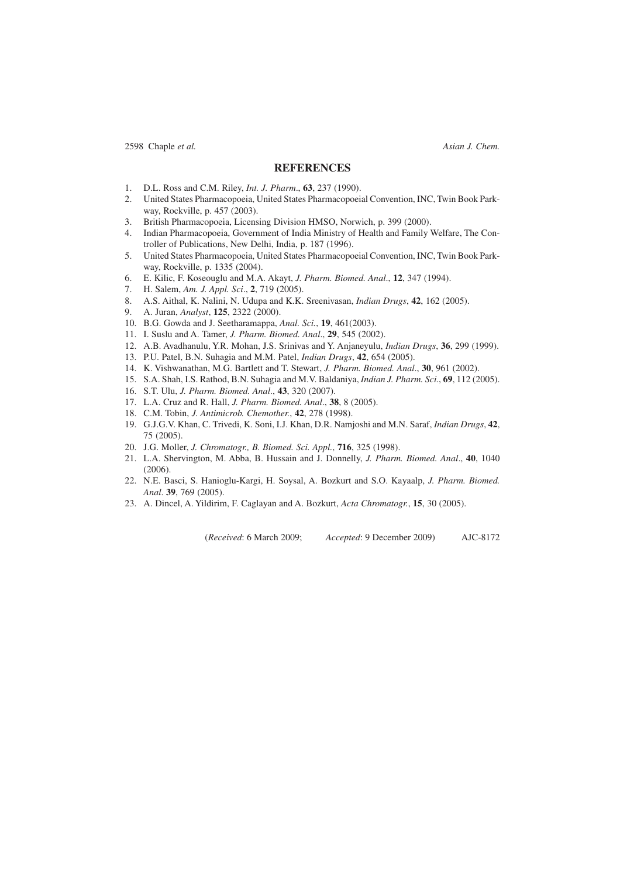## REFERENCES

1. D.L. Ross and C.M. Riley, *Int. J. Pharm*., **63**, 237 (1990).
2. United States Pharmacopoeia, United States Pharmacopoeial Convention, INC, Twin Book Parkway, Rockville, p. 457 (2003).
3. British Pharmacopoeia, Licensing Division HMSO, Norwich, p. 399 (2000).
4. Indian Pharmacopoeia, Government of India Ministry of Health and Family Welfare, The Controller of Publications, New Delhi, India, p. 187 (1996).
5. United States Pharmacopoeia, United States Pharmacopoeial Convention, INC, Twin Book Parkway, Rockville, p. 1335 (2004).
6. E. Kilic, F. Koseouglu and M.A. Akayt, *J. Pharm. Biomed. Anal*., **12**, 347 (1994).
7. H. Salem, *Am. J. Appl. Sci*., **2**, 719 (2005).
8. A.S. Aithal, K. Nalini, N. Udupa and K.K. Sreenivasan, *Indian Drugs*, **42**, 162 (2005).
9. A. Juran, *Analyst*, **125**, 2322 (2000).
10. B.G. Gowda and J. Seetharamappa, *Anal. Sci.*, **19**, 461(2003).
11. I. Suslu and A. Tamer, *J. Pharm. Biomed. Anal*., **29**, 545 (2002).
12. A.B. Avadhanulu, Y.R. Mohan, J.S. Srinivas and Y. Anjaneyulu, *Indian Drugs*, **36**, 299 (1999).
13. P.U. Patel, B.N. Suhagia and M.M. Patel, *Indian Drugs*, **42**, 654 (2005).
14. K. Vishwanathan, M.G. Bartlett and T. Stewart, *J. Pharm. Biomed. Anal*., **30**, 961 (2002).
15. S.A. Shah, I.S. Rathod, B.N. Suhagia and M.V. Baldaniya, *Indian J. Pharm. Sci*., **69**, 112 (2005).
16. S.T. Ulu, *J. Pharm. Biomed. Anal*., **43**, 320 (2007).
17. L.A. Cruz and R. Hall, *J. Pharm. Biomed. Anal*., **38**, 8 (2005).
18. C.M. Tobin, *J. Antimicrob. Chemother.*, **42**, 278 (1998).
19. G.J.G.V. Khan, C. Trivedi, K. Soni, I.J. Khan, D.R. Namjoshi and M.N. Saraf, *Indian Drugs*, **42**, 75 (2005).
20. J.G. Moller, *J. Chromatogr., B. Biomed. Sci. Appl.*, **716**, 325 (1998).
21. L.A. Shervington, M. Abba, B. Hussain and J. Donnelly, *J. Pharm. Biomed. Anal*., **40**, 1040 (2006).
22. N.E. Basci, S. Hanioglu-Kargi, H. Soysal, A. Bozkurt and S.O. Kayaalp, *J. Pharm. Biomed. Anal*. **39**, 769 (2005).
23. A. Dincel, A. Yildirim, F. Caglayan and A. Bozkurt, *Acta Chromatogr.*, **15**, 30 (2005).

(*Received*: 6 March 2009; *Accepted*: 9 December 2009) AJC-8172